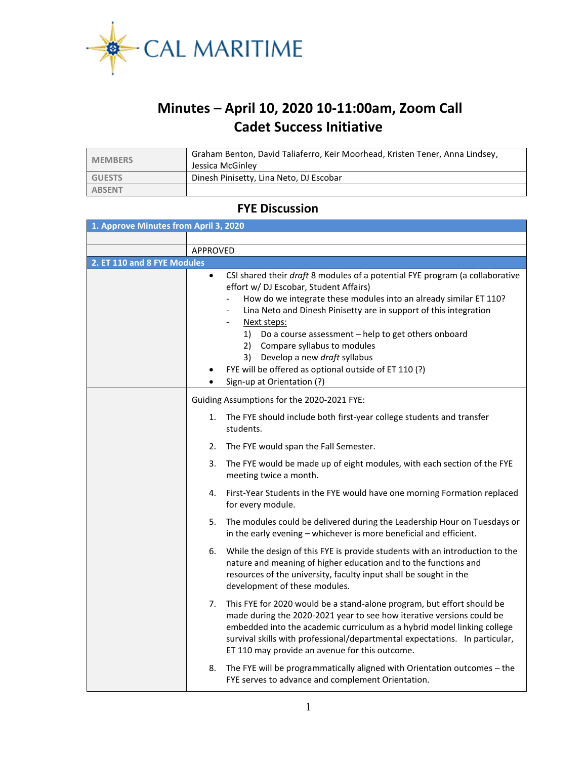# Minutes – April 10, 2020 10-11:00am, Zoom Call
# Cadet Success Initiative

| | |
|---|---|
| MEMBERS | Graham Benton, David Taliaferro, Keir Moorhead, Kristen Tener, Anna Lindsey, Jessica McGinley |
| GUESTS | Dinesh Pinisetty, Lina Neto, DJ Escobar |
| ABSENT | |

## FYE Discussion

### 1. Approve Minutes from April 3, 2020

APPROVED

### 2. ET 110 and 8 FYE Modules

- CSI shared their *draft* 8 modules of a potential FYE program (a collaborative effort w/ DJ Escobar, Student Affairs)
  - How do we integrate these modules into an already similar ET 110?
  - Lina Neto and Dinesh Pinisetty are in support of this integration
  - Next steps:
    1) Do a course assessment – help to get others onboard
    2) Compare syllabus to modules
    3) Develop a new *draft* syllabus
- FYE will be offered as optional outside of ET 110 (?)
- Sign-up at Orientation (?)

Guiding Assumptions for the 2020-2021 FYE:

1. The FYE should include both first-year college students and transfer students.
2. The FYE would span the Fall Semester.
3. The FYE would be made up of eight modules, with each section of the FYE meeting twice a month.
4. First-Year Students in the FYE would have one morning Formation replaced for every module.
5. The modules could be delivered during the Leadership Hour on Tuesdays or in the early evening – whichever is more beneficial and efficient.
6. While the design of this FYE is provide students with an introduction to the nature and meaning of higher education and to the functions and resources of the university, faculty input shall be sought in the development of these modules.
7. This FYE for 2020 would be a stand-alone program, but effort should be made during the 2020-2021 year to see how iterative versions could be embedded into the academic curriculum as a hybrid model linking college survival skills with professional/departmental expectations. In particular, ET 110 may provide an avenue for this outcome.
8. The FYE will be programmatically aligned with Orientation outcomes – the FYE serves to advance and complement Orientation.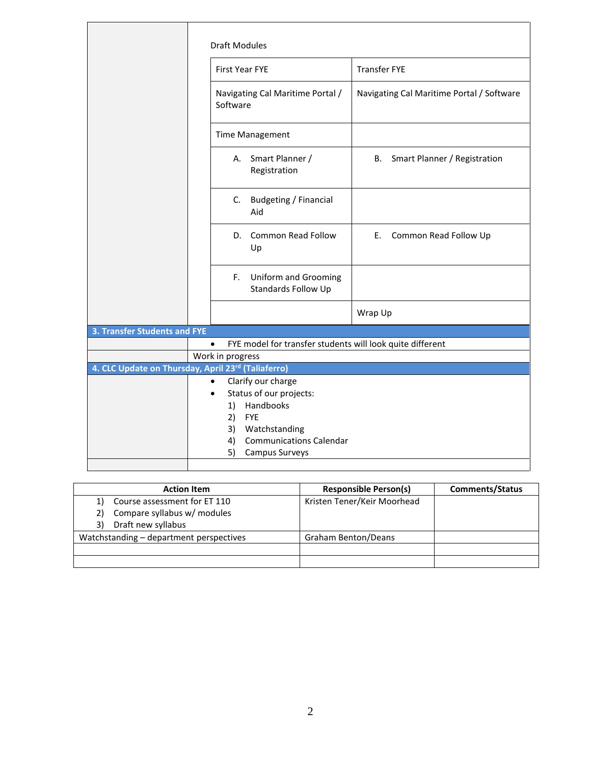Draft Modules

| First Year FYE | Transfer FYE |
| --- | --- |
| Navigating Cal Maritime Portal / Software | Navigating Cal Maritime Portal / Software |
| Time Management | |
| A. Smart Planner / Registration | B. Smart Planner / Registration |
| C. Budgeting / Financial Aid | |
| D. Common Read Follow Up | E. Common Read Follow Up |
| F. Uniform and Grooming Standards Follow Up | |
| | Wrap Up |

**3. Transfer Students and FYE**

- FYE model for transfer students will look quite different

Work in progress

**4. CLC Update on Thursday, April 23rd (Taliaferro)**

- Clarify our charge
- Status of our projects:
  1) Handbooks
  2) FYE
  3) Watchstanding
  4) Communications Calendar
  5) Campus Surveys

| Action Item | Responsible Person(s) | Comments/Status |
| --- | --- | --- |
| 1) Course assessment for ET 110<br>2) Compare syllabus w/ modules<br>3) Draft new syllabus | Kristen Tener/Keir Moorhead | |
| Watchstanding – department perspectives | Graham Benton/Deans | |
| | | |
| | | |